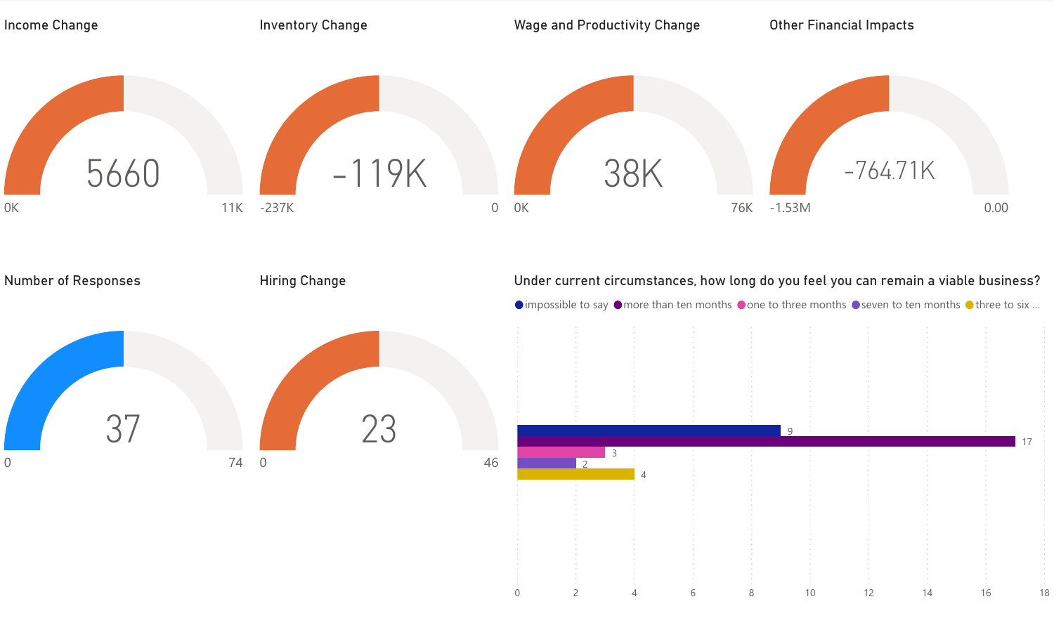## Income Change

5660

0K — 11K

## Inventory Change

-119K

-237K — 0

## Wage and Productivity Change

38K

0K — 76K

## Other Financial Impacts

-764.71K

-1.53M — 0.00

## Number of Responses

37

0 — 74

## Hiring Change

23

0 — 46

## Under current circumstances, how long do you feel you can remain a viable business?

| Response | Count |
|---|---|
| impossible to say | 9 |
| more than ten months | 17 |
| one to three months | 3 |
| seven to ten months | 2 |
| three to six ... | 4 |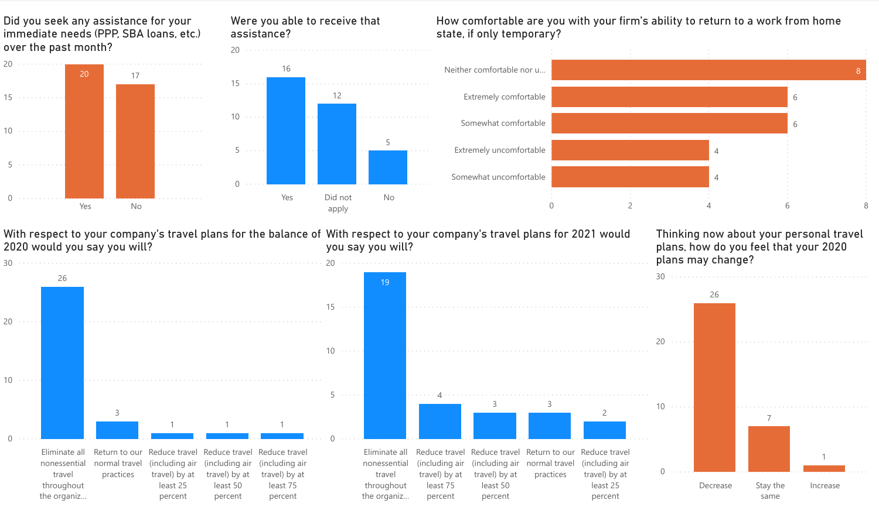## Did you seek any assistance for your immediate needs (PPP, SBA loans, etc.) over the past month?

20
15
10
5
0

20 Yes
17 No

## Were you able to receive that assistance?

20
15
10
5
0

16 Yes
12 Did not apply
5 No

## How comfortable are you with your firm's ability to return to a work from home state, if only temporary?

Neither comfortable nor u... 8
Extremely comfortable 6
Somewhat comfortable 6
Extremely uncomfortable 4
Somewhat uncomfortable 4

0 2 4 6 8

## With respect to your company's travel plans for the balance of 2020 would you say you will?

30
20
10
0

26 Eliminate all nonessential travel throughout the organiz...
3 Return to our normal travel practices
1 Reduce travel (including air travel) by at least 25 percent
1 Reduce travel (including air travel) by at least 50 percent
1 Reduce travel (including air travel) by at least 75 percent

## With respect to your company's travel plans for 2021 would you say you will?

20
15
10
5
0

19 Eliminate all nonessential travel throughout the organiz...
4 Reduce travel (including air travel) by at least 75 percent
3 Reduce travel (including air travel) by at least 50 percent
3 Return to our normal travel practices
2 Reduce travel (including air travel) by at least 25 percent

## Thinking now about your personal travel plans, how do you feel that your 2020 plans may change?

30
20
10
0

26 Decrease
7 Stay the same
1 Increase